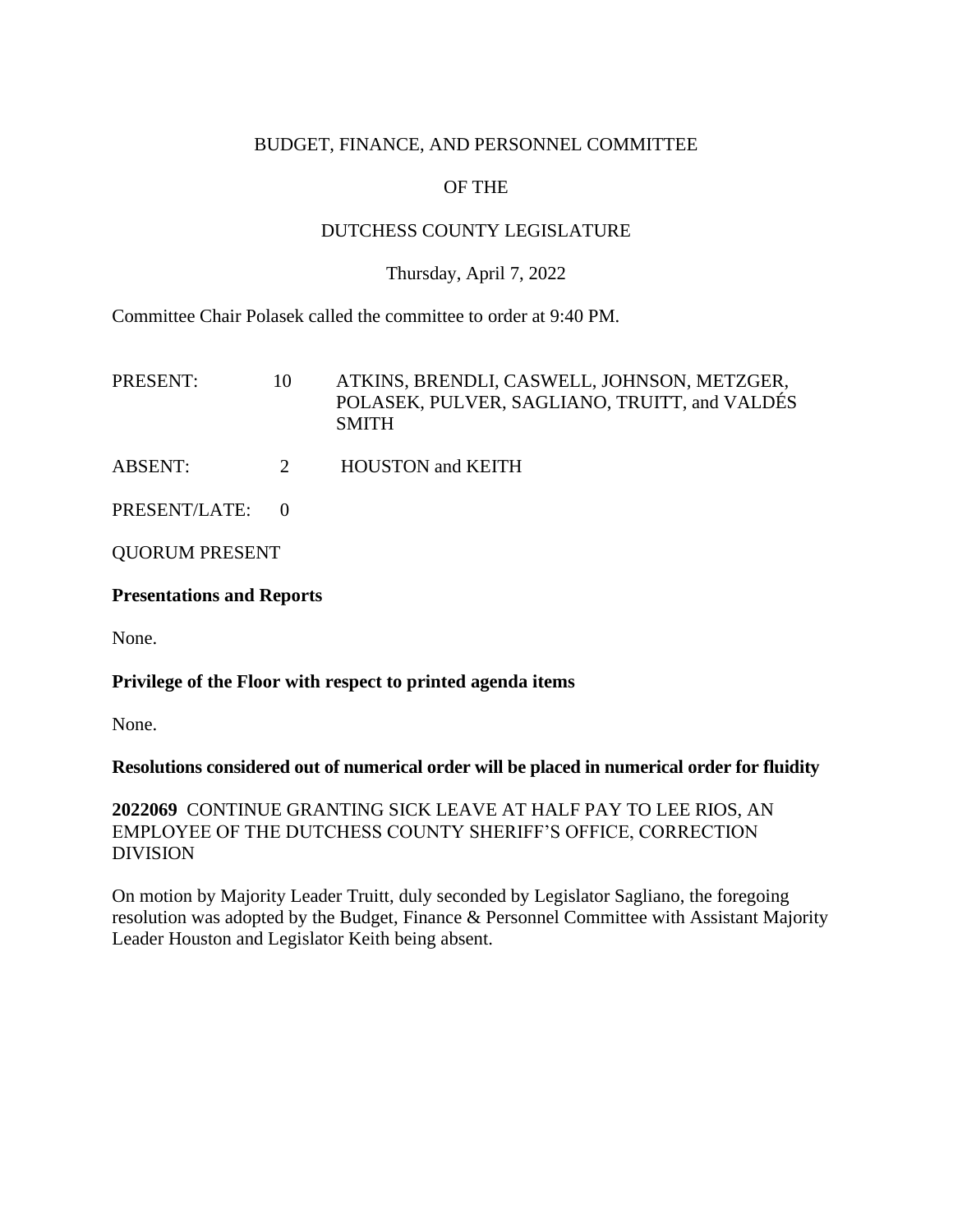BUDGET, FINANCE, AND PERSONNEL COMMITTEE

OF THE

DUTCHESS COUNTY LEGISLATURE

Thursday, April 7, 2022

Committee Chair Polasek called the committee to order at 9:40 PM.

| | | |
|---|---|---|
| PRESENT: | 10 | ATKINS, BRENDLI, CASWELL, JOHNSON, METZGER, POLASEK, PULVER, SAGLIANO, TRUITT, and VALDÉS SMITH |
| ABSENT: | 2 | HOUSTON and KEITH |
| PRESENT/LATE: | 0 | |

QUORUM PRESENT

**Presentations and Reports**

None.

**Privilege of the Floor with respect to printed agenda items**

None.

**Resolutions considered out of numerical order will be placed in numerical order for fluidity**

**2022069** CONTINUE GRANTING SICK LEAVE AT HALF PAY TO LEE RIOS, AN EMPLOYEE OF THE DUTCHESS COUNTY SHERIFF'S OFFICE, CORRECTION DIVISION

On motion by Majority Leader Truitt, duly seconded by Legislator Sagliano, the foregoing resolution was adopted by the Budget, Finance & Personnel Committee with Assistant Majority Leader Houston and Legislator Keith being absent.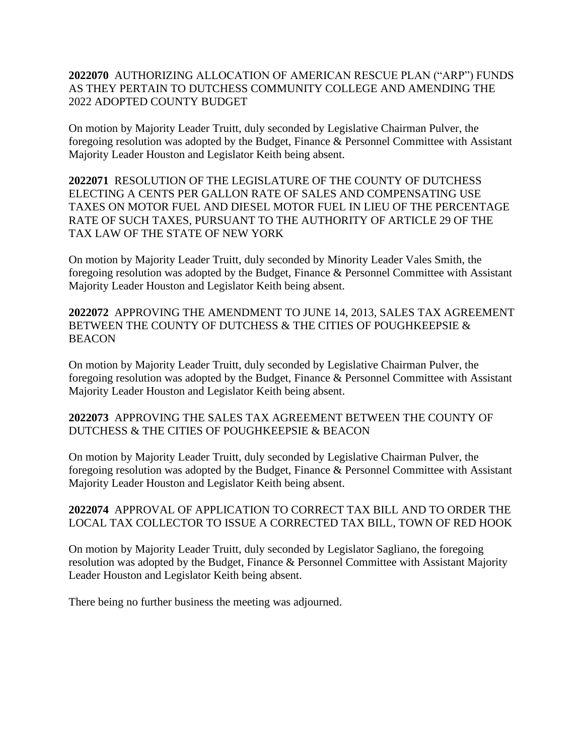**2022070** AUTHORIZING ALLOCATION OF AMERICAN RESCUE PLAN ("ARP") FUNDS AS THEY PERTAIN TO DUTCHESS COMMUNITY COLLEGE AND AMENDING THE 2022 ADOPTED COUNTY BUDGET

On motion by Majority Leader Truitt, duly seconded by Legislative Chairman Pulver, the foregoing resolution was adopted by the Budget, Finance & Personnel Committee with Assistant Majority Leader Houston and Legislator Keith being absent.

**2022071** RESOLUTION OF THE LEGISLATURE OF THE COUNTY OF DUTCHESS ELECTING A CENTS PER GALLON RATE OF SALES AND COMPENSATING USE TAXES ON MOTOR FUEL AND DIESEL MOTOR FUEL IN LIEU OF THE PERCENTAGE RATE OF SUCH TAXES, PURSUANT TO THE AUTHORITY OF ARTICLE 29 OF THE TAX LAW OF THE STATE OF NEW YORK

On motion by Majority Leader Truitt, duly seconded by Minority Leader Vales Smith, the foregoing resolution was adopted by the Budget, Finance & Personnel Committee with Assistant Majority Leader Houston and Legislator Keith being absent.

**2022072** APPROVING THE AMENDMENT TO JUNE 14, 2013, SALES TAX AGREEMENT BETWEEN THE COUNTY OF DUTCHESS & THE CITIES OF POUGHKEEPSIE & BEACON

On motion by Majority Leader Truitt, duly seconded by Legislative Chairman Pulver, the foregoing resolution was adopted by the Budget, Finance & Personnel Committee with Assistant Majority Leader Houston and Legislator Keith being absent.

**2022073** APPROVING THE SALES TAX AGREEMENT BETWEEN THE COUNTY OF DUTCHESS & THE CITIES OF POUGHKEEPSIE & BEACON

On motion by Majority Leader Truitt, duly seconded by Legislative Chairman Pulver, the foregoing resolution was adopted by the Budget, Finance & Personnel Committee with Assistant Majority Leader Houston and Legislator Keith being absent.

**2022074** APPROVAL OF APPLICATION TO CORRECT TAX BILL AND TO ORDER THE LOCAL TAX COLLECTOR TO ISSUE A CORRECTED TAX BILL, TOWN OF RED HOOK

On motion by Majority Leader Truitt, duly seconded by Legislator Sagliano, the foregoing resolution was adopted by the Budget, Finance & Personnel Committee with Assistant Majority Leader Houston and Legislator Keith being absent.

There being no further business the meeting was adjourned.